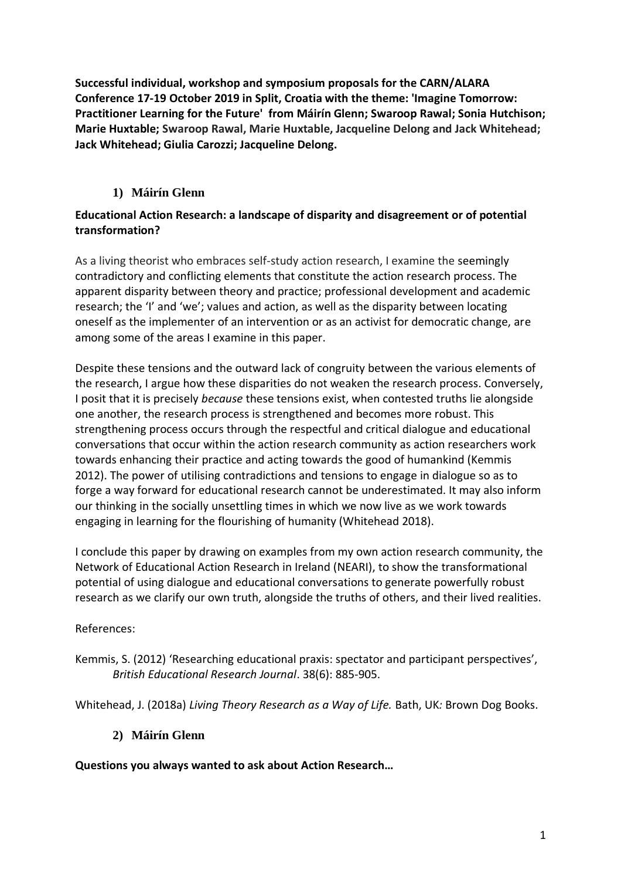**Successful individual, workshop and symposium proposals for the CARN/ALARA Conference 17-19 October 2019 in Split, Croatia with the theme: 'Imagine Tomorrow: Practitioner Learning for the Future' from Máirín Glenn; Swaroop Rawal; Sonia Hutchison; Marie Huxtable; Swaroop Rawal, Marie Huxtable, Jacqueline Delong and Jack Whitehead; Jack Whitehead; Giulia Carozzi; Jacqueline Delong.**

## 1) Máirín Glenn

**Educational Action Research: a landscape of disparity and disagreement or of potential transformation?**

As a living theorist who embraces self-study action research, I examine the seemingly contradictory and conflicting elements that constitute the action research process. The apparent disparity between theory and practice; professional development and academic research; the 'I' and 'we'; values and action, as well as the disparity between locating oneself as the implementer of an intervention or as an activist for democratic change, are among some of the areas I examine in this paper.

Despite these tensions and the outward lack of congruity between the various elements of the research, I argue how these disparities do not weaken the research process. Conversely, I posit that it is precisely *because* these tensions exist, when contested truths lie alongside one another, the research process is strengthened and becomes more robust. This strengthening process occurs through the respectful and critical dialogue and educational conversations that occur within the action research community as action researchers work towards enhancing their practice and acting towards the good of humankind (Kemmis 2012). The power of utilising contradictions and tensions to engage in dialogue so as to forge a way forward for educational research cannot be underestimated. It may also inform our thinking in the socially unsettling times in which we now live as we work towards engaging in learning for the flourishing of humanity (Whitehead 2018).

I conclude this paper by drawing on examples from my own action research community, the Network of Educational Action Research in Ireland (NEARI), to show the transformational potential of using dialogue and educational conversations to generate powerfully robust research as we clarify our own truth, alongside the truths of others, and their lived realities.

References:

Kemmis, S. (2012) 'Researching educational praxis: spectator and participant perspectives', *British Educational Research Journal*. 38(6): 885-905.

Whitehead, J. (2018a) *Living Theory Research as a Way of Life.* Bath, UK: Brown Dog Books.

## 2) Máirín Glenn

**Questions you always wanted to ask about Action Research…**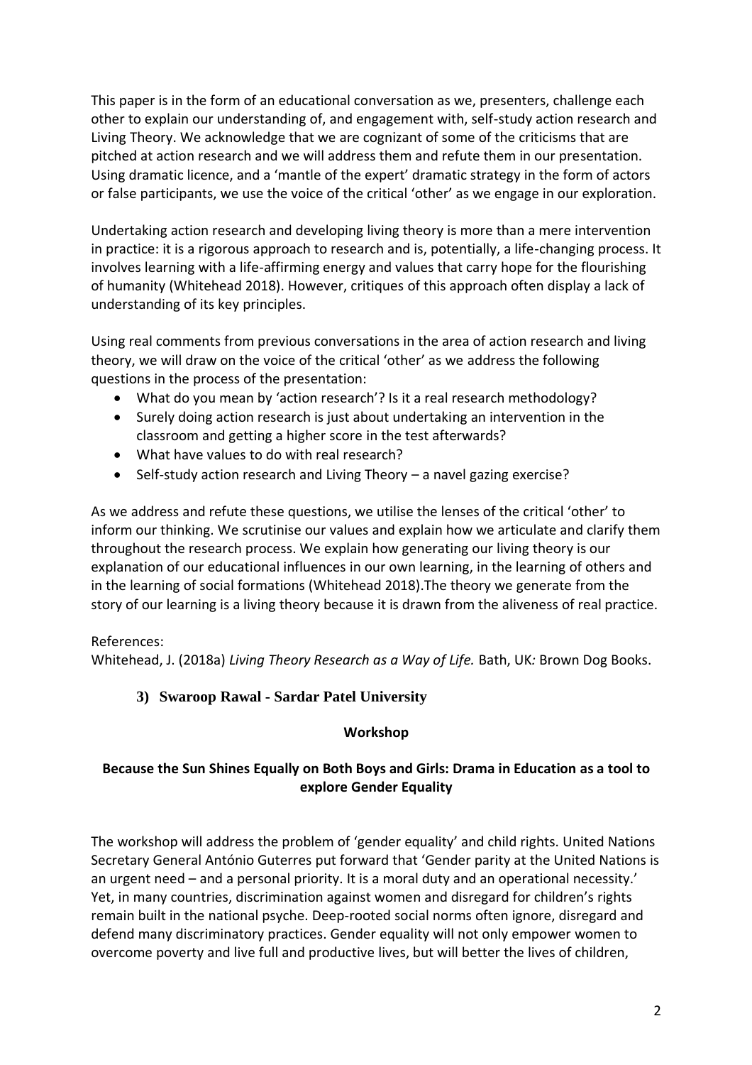This paper is in the form of an educational conversation as we, presenters, challenge each other to explain our understanding of, and engagement with, self-study action research and Living Theory. We acknowledge that we are cognizant of some of the criticisms that are pitched at action research and we will address them and refute them in our presentation. Using dramatic licence, and a 'mantle of the expert' dramatic strategy in the form of actors or false participants, we use the voice of the critical 'other' as we engage in our exploration.

Undertaking action research and developing living theory is more than a mere intervention in practice: it is a rigorous approach to research and is, potentially, a life-changing process. It involves learning with a life-affirming energy and values that carry hope for the flourishing of humanity (Whitehead 2018). However, critiques of this approach often display a lack of understanding of its key principles.

Using real comments from previous conversations in the area of action research and living theory, we will draw on the voice of the critical 'other' as we address the following questions in the process of the presentation:

- What do you mean by 'action research'? Is it a real research methodology?
- Surely doing action research is just about undertaking an intervention in the classroom and getting a higher score in the test afterwards?
- What have values to do with real research?
- Self-study action research and Living Theory – a navel gazing exercise?

As we address and refute these questions, we utilise the lenses of the critical 'other' to inform our thinking. We scrutinise our values and explain how we articulate and clarify them throughout the research process. We explain how generating our living theory is our explanation of our educational influences in our own learning, in the learning of others and in the learning of social formations (Whitehead 2018).The theory we generate from the story of our learning is a living theory because it is drawn from the aliveness of real practice.

References:
Whitehead, J. (2018a) *Living Theory Research as a Way of Life.* Bath, UK*:* Brown Dog Books.

### 3) Swaroop Rawal - Sardar Patel University

**Workshop**

**Because the Sun Shines Equally on Both Boys and Girls: Drama in Education as a tool to explore Gender Equality**

The workshop will address the problem of 'gender equality' and child rights. United Nations Secretary General António Guterres put forward that 'Gender parity at the United Nations is an urgent need – and a personal priority. It is a moral duty and an operational necessity.' Yet, in many countries, discrimination against women and disregard for children's rights remain built in the national psyche. Deep-rooted social norms often ignore, disregard and defend many discriminatory practices. Gender equality will not only empower women to overcome poverty and live full and productive lives, but will better the lives of children,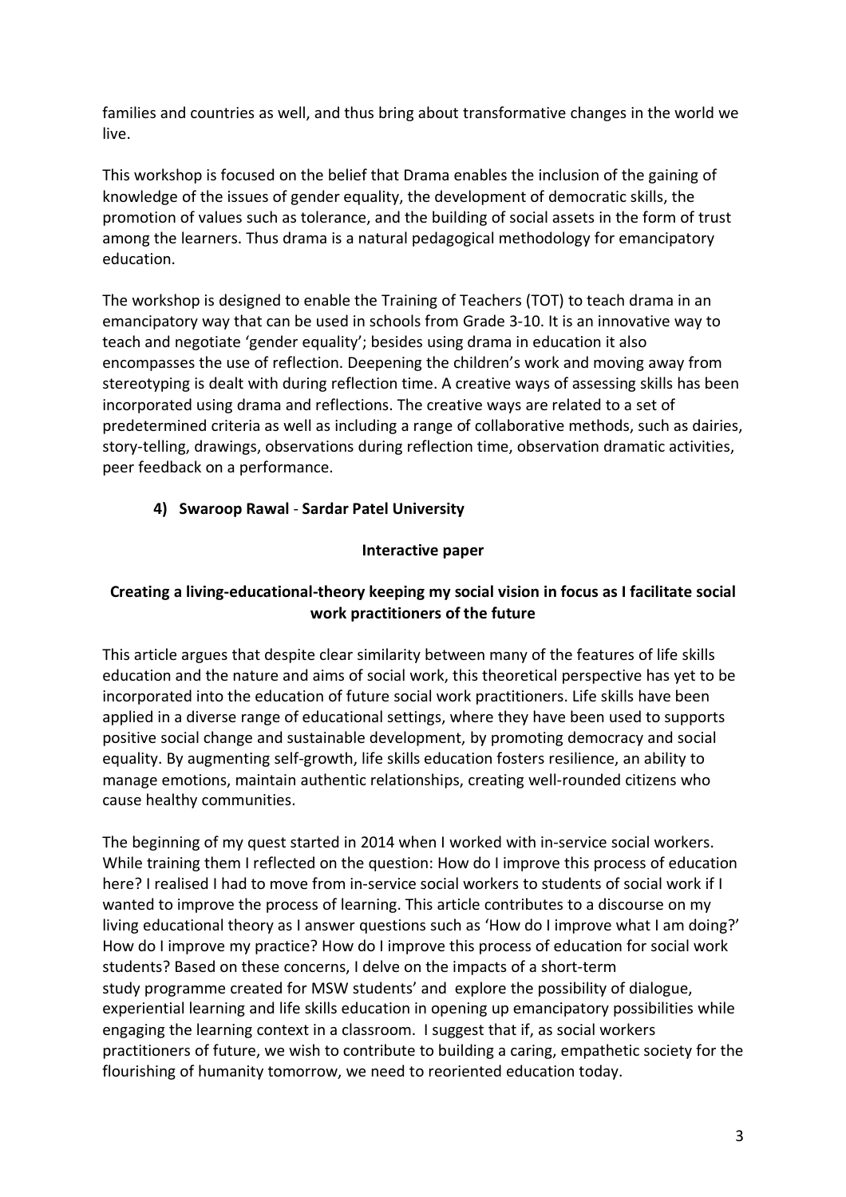families and countries as well, and thus bring about transformative changes in the world we live.

This workshop is focused on the belief that Drama enables the inclusion of the gaining of knowledge of the issues of gender equality, the development of democratic skills, the promotion of values such as tolerance, and the building of social assets in the form of trust among the learners. Thus drama is a natural pedagogical methodology for emancipatory education.

The workshop is designed to enable the Training of Teachers (TOT) to teach drama in an emancipatory way that can be used in schools from Grade 3-10. It is an innovative way to teach and negotiate 'gender equality'; besides using drama in education it also encompasses the use of reflection. Deepening the children's work and moving away from stereotyping is dealt with during reflection time. A creative ways of assessing skills has been incorporated using drama and reflections. The creative ways are related to a set of predetermined criteria as well as including a range of collaborative methods, such as dairies, story-telling, drawings, observations during reflection time, observation dramatic activities, peer feedback on a performance.

4) **Swaroop Rawal** - **Sardar Patel University**

**Interactive paper**

### Creating a living-educational-theory keeping my social vision in focus as I facilitate social work practitioners of the future

This article argues that despite clear similarity between many of the features of life skills education and the nature and aims of social work, this theoretical perspective has yet to be incorporated into the education of future social work practitioners. Life skills have been applied in a diverse range of educational settings, where they have been used to supports positive social change and sustainable development, by promoting democracy and social equality. By augmenting self-growth, life skills education fosters resilience, an ability to manage emotions, maintain authentic relationships, creating well-rounded citizens who cause healthy communities.

The beginning of my quest started in 2014 when I worked with in-service social workers. While training them I reflected on the question: How do I improve this process of education here? I realised I had to move from in-service social workers to students of social work if I wanted to improve the process of learning. This article contributes to a discourse on my living educational theory as I answer questions such as 'How do I improve what I am doing?' How do I improve my practice? How do I improve this process of education for social work students? Based on these concerns, I delve on the impacts of a short-term study programme created for MSW students' and explore the possibility of dialogue, experiential learning and life skills education in opening up emancipatory possibilities while engaging the learning context in a classroom. I suggest that if, as social workers practitioners of future, we wish to contribute to building a caring, empathetic society for the flourishing of humanity tomorrow, we need to reoriented education today.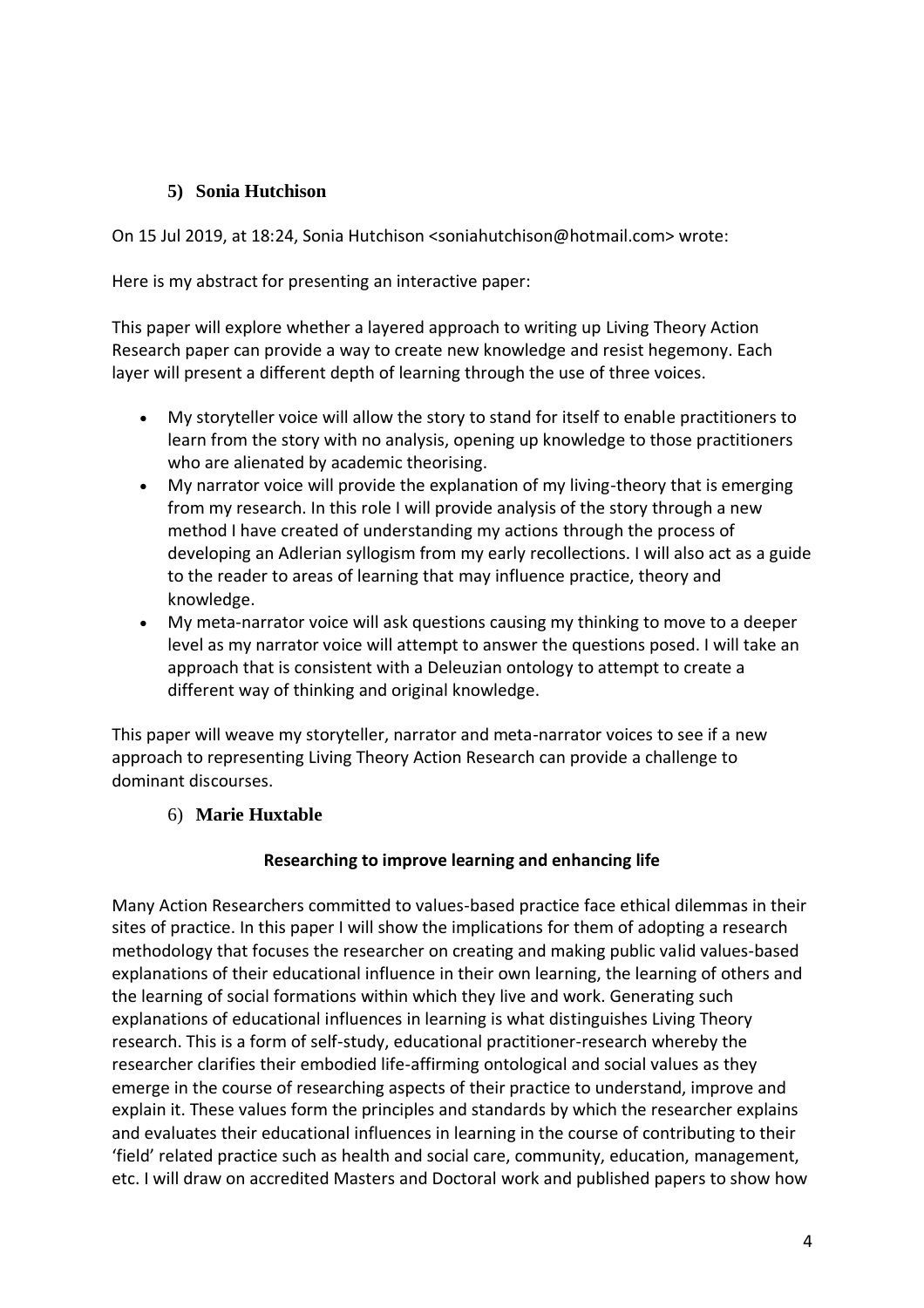### 5) Sonia Hutchison

On 15 Jul 2019, at 18:24, Sonia Hutchison <soniahutchison@hotmail.com> wrote:

Here is my abstract for presenting an interactive paper:

This paper will explore whether a layered approach to writing up Living Theory Action Research paper can provide a way to create new knowledge and resist hegemony. Each layer will present a different depth of learning through the use of three voices.

- My storyteller voice will allow the story to stand for itself to enable practitioners to learn from the story with no analysis, opening up knowledge to those practitioners who are alienated by academic theorising.
- My narrator voice will provide the explanation of my living-theory that is emerging from my research. In this role I will provide analysis of the story through a new method I have created of understanding my actions through the process of developing an Adlerian syllogism from my early recollections. I will also act as a guide to the reader to areas of learning that may influence practice, theory and knowledge.
- My meta-narrator voice will ask questions causing my thinking to move to a deeper level as my narrator voice will attempt to answer the questions posed. I will take an approach that is consistent with a Deleuzian ontology to attempt to create a different way of thinking and original knowledge.

This paper will weave my storyteller, narrator and meta-narrator voices to see if a new approach to representing Living Theory Action Research can provide a challenge to dominant discourses.

### 6) Marie Huxtable

**Researching to improve learning and enhancing life**

Many Action Researchers committed to values-based practice face ethical dilemmas in their sites of practice. In this paper I will show the implications for them of adopting a research methodology that focuses the researcher on creating and making public valid values-based explanations of their educational influence in their own learning, the learning of others and the learning of social formations within which they live and work. Generating such explanations of educational influences in learning is what distinguishes Living Theory research. This is a form of self-study, educational practitioner-research whereby the researcher clarifies their embodied life-affirming ontological and social values as they emerge in the course of researching aspects of their practice to understand, improve and explain it. These values form the principles and standards by which the researcher explains and evaluates their educational influences in learning in the course of contributing to their 'field' related practice such as health and social care, community, education, management, etc. I will draw on accredited Masters and Doctoral work and published papers to show how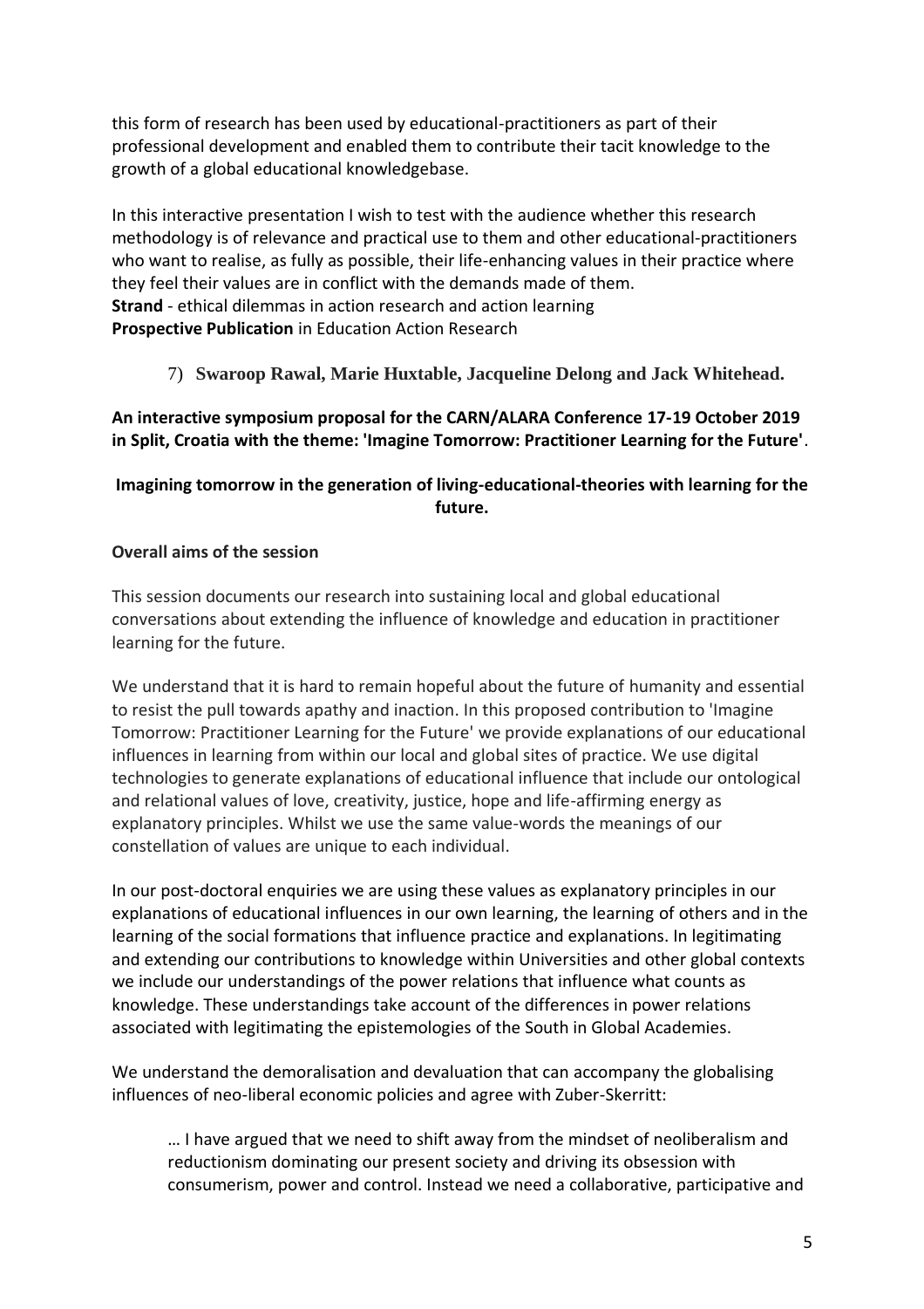this form of research has been used by educational-practitioners as part of their professional development and enabled them to contribute their tacit knowledge to the growth of a global educational knowledgebase.

In this interactive presentation I wish to test with the audience whether this research methodology is of relevance and practical use to them and other educational-practitioners who want to realise, as fully as possible, their life-enhancing values in their practice where they feel their values are in conflict with the demands made of them.
**Strand** - ethical dilemmas in action research and action learning
**Prospective Publication** in Education Action Research

7) **Swaroop Rawal, Marie Huxtable, Jacqueline Delong and Jack Whitehead.**

**An interactive symposium proposal for the CARN/ALARA Conference 17-19 October 2019 in Split, Croatia with the theme: 'Imagine Tomorrow: Practitioner Learning for the Future'**.

**Imagining tomorrow in the generation of living-educational-theories with learning for the future.**

**Overall aims of the session**

This session documents our research into sustaining local and global educational conversations about extending the influence of knowledge and education in practitioner learning for the future.

We understand that it is hard to remain hopeful about the future of humanity and essential to resist the pull towards apathy and inaction. In this proposed contribution to 'Imagine Tomorrow: Practitioner Learning for the Future' we provide explanations of our educational influences in learning from within our local and global sites of practice. We use digital technologies to generate explanations of educational influence that include our ontological and relational values of love, creativity, justice, hope and life-affirming energy as explanatory principles. Whilst we use the same value-words the meanings of our constellation of values are unique to each individual.

In our post-doctoral enquiries we are using these values as explanatory principles in our explanations of educational influences in our own learning, the learning of others and in the learning of the social formations that influence practice and explanations. In legitimating and extending our contributions to knowledge within Universities and other global contexts we include our understandings of the power relations that influence what counts as knowledge. These understandings take account of the differences in power relations associated with legitimating the epistemologies of the South in Global Academies.

We understand the demoralisation and devaluation that can accompany the globalising influences of neo-liberal economic policies and agree with Zuber-Skerritt:

> … I have argued that we need to shift away from the mindset of neoliberalism and reductionism dominating our present society and driving its obsession with consumerism, power and control. Instead we need a collaborative, participative and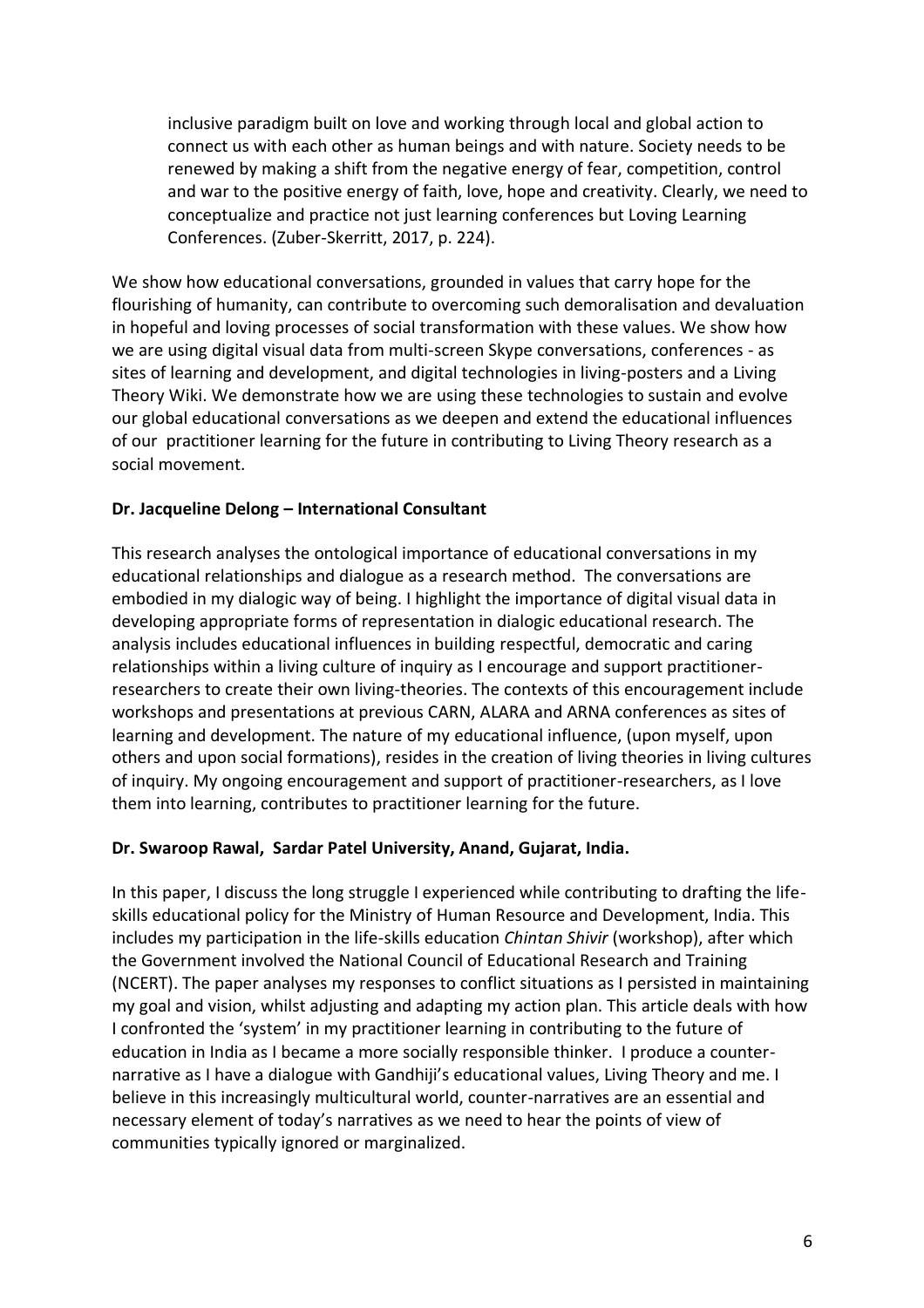> inclusive paradigm built on love and working through local and global action to connect us with each other as human beings and with nature. Society needs to be renewed by making a shift from the negative energy of fear, competition, control and war to the positive energy of faith, love, hope and creativity. Clearly, we need to conceptualize and practice not just learning conferences but Loving Learning Conferences. (Zuber-Skerritt, 2017, p. 224).

We show how educational conversations, grounded in values that carry hope for the flourishing of humanity, can contribute to overcoming such demoralisation and devaluation in hopeful and loving processes of social transformation with these values. We show how we are using digital visual data from multi-screen Skype conversations, conferences - as sites of learning and development, and digital technologies in living-posters and a Living Theory Wiki. We demonstrate how we are using these technologies to sustain and evolve our global educational conversations as we deepen and extend the educational influences of our practitioner learning for the future in contributing to Living Theory research as a social movement.

**Dr. Jacqueline Delong – International Consultant**

This research analyses the ontological importance of educational conversations in my educational relationships and dialogue as a research method. The conversations are embodied in my dialogic way of being. I highlight the importance of digital visual data in developing appropriate forms of representation in dialogic educational research. The analysis includes educational influences in building respectful, democratic and caring relationships within a living culture of inquiry as I encourage and support practitioner-researchers to create their own living-theories. The contexts of this encouragement include workshops and presentations at previous CARN, ALARA and ARNA conferences as sites of learning and development. The nature of my educational influence, (upon myself, upon others and upon social formations), resides in the creation of living theories in living cultures of inquiry. My ongoing encouragement and support of practitioner-researchers, as I love them into learning, contributes to practitioner learning for the future.

**Dr. Swaroop Rawal, Sardar Patel University, Anand, Gujarat, India.**

In this paper, I discuss the long struggle I experienced while contributing to drafting the life-skills educational policy for the Ministry of Human Resource and Development, India. This includes my participation in the life-skills education *Chintan Shivir* (workshop), after which the Government involved the National Council of Educational Research and Training (NCERT). The paper analyses my responses to conflict situations as I persisted in maintaining my goal and vision, whilst adjusting and adapting my action plan. This article deals with how I confronted the 'system' in my practitioner learning in contributing to the future of education in India as I became a more socially responsible thinker. I produce a counter-narrative as I have a dialogue with Gandhiji's educational values, Living Theory and me. I believe in this increasingly multicultural world, counter-narratives are an essential and necessary element of today's narratives as we need to hear the points of view of communities typically ignored or marginalized.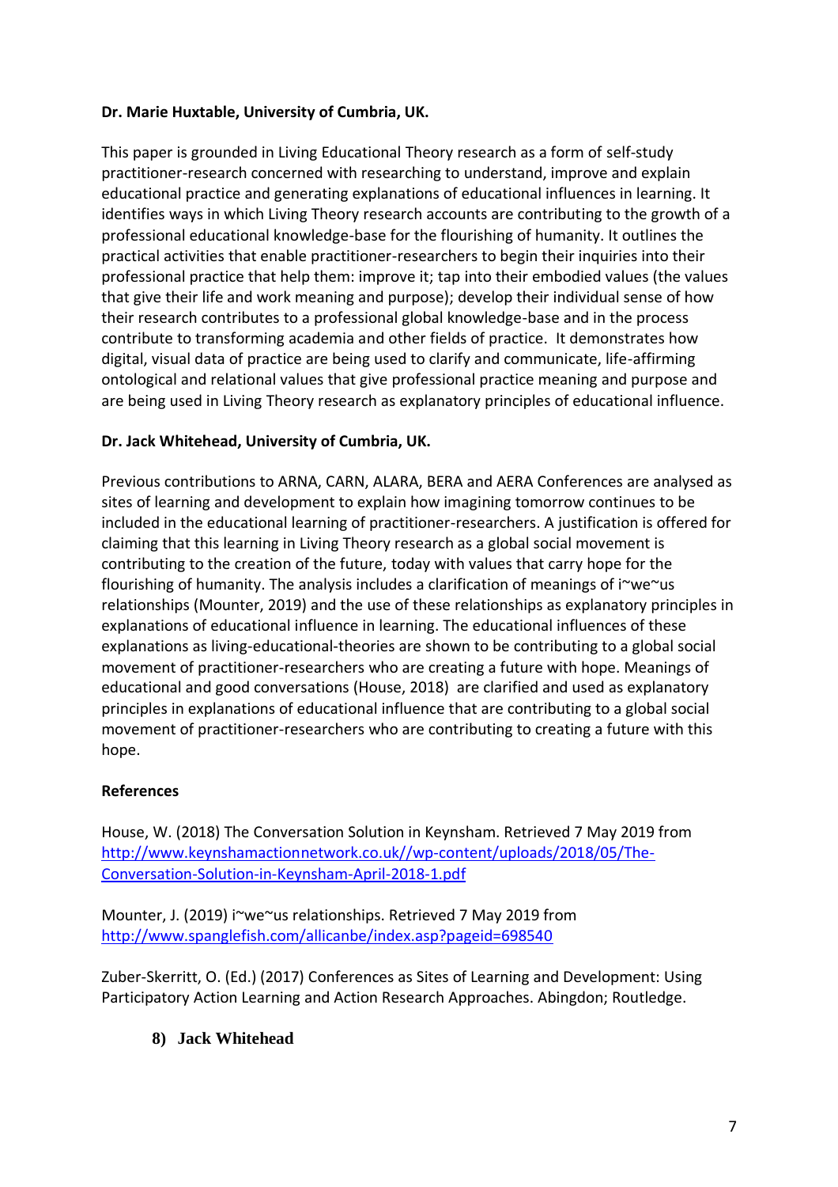**Dr. Marie Huxtable, University of Cumbria, UK.**

This paper is grounded in Living Educational Theory research as a form of self-study practitioner-research concerned with researching to understand, improve and explain educational practice and generating explanations of educational influences in learning. It identifies ways in which Living Theory research accounts are contributing to the growth of a professional educational knowledge-base for the flourishing of humanity. It outlines the practical activities that enable practitioner-researchers to begin their inquiries into their professional practice that help them: improve it; tap into their embodied values (the values that give their life and work meaning and purpose); develop their individual sense of how their research contributes to a professional global knowledge-base and in the process contribute to transforming academia and other fields of practice. It demonstrates how digital, visual data of practice are being used to clarify and communicate, life-affirming ontological and relational values that give professional practice meaning and purpose and are being used in Living Theory research as explanatory principles of educational influence.

**Dr. Jack Whitehead, University of Cumbria, UK.**

Previous contributions to ARNA, CARN, ALARA, BERA and AERA Conferences are analysed as sites of learning and development to explain how imagining tomorrow continues to be included in the educational learning of practitioner-researchers. A justification is offered for claiming that this learning in Living Theory research as a global social movement is contributing to the creation of the future, today with values that carry hope for the flourishing of humanity. The analysis includes a clarification of meanings of i~we~us relationships (Mounter, 2019) and the use of these relationships as explanatory principles in explanations of educational influence in learning. The educational influences of these explanations as living-educational-theories are shown to be contributing to a global social movement of practitioner-researchers who are creating a future with hope. Meanings of educational and good conversations (House, 2018) are clarified and used as explanatory principles in explanations of educational influence that are contributing to a global social movement of practitioner-researchers who are contributing to creating a future with this hope.

**References**

House, W. (2018) The Conversation Solution in Keynsham. Retrieved 7 May 2019 from [http://www.keynshamactionnetwork.co.uk//wp-content/uploads/2018/05/The-Conversation-Solution-in-Keynsham-April-2018-1.pdf](http://www.keynshamactionnetwork.co.uk//wp-content/uploads/2018/05/The-Conversation-Solution-in-Keynsham-April-2018-1.pdf)

Mounter, J. (2019) i~we~us relationships. Retrieved 7 May 2019 from [http://www.spanglefish.com/allicanbe/index.asp?pageid=698540](http://www.spanglefish.com/allicanbe/index.asp?pageid=698540)

Zuber-Skerritt, O. (Ed.) (2017) Conferences as Sites of Learning and Development: Using Participatory Action Learning and Action Research Approaches. Abingdon; Routledge.

## 8) Jack Whitehead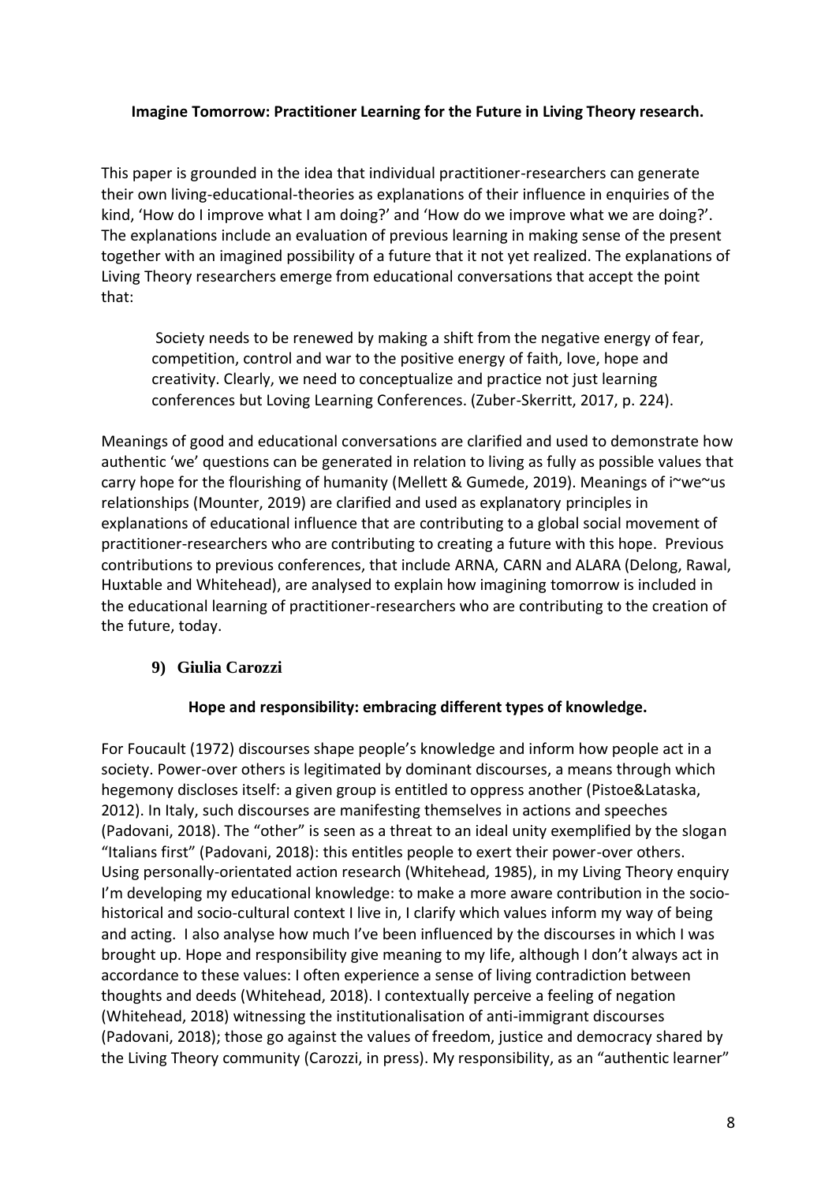**Imagine Tomorrow: Practitioner Learning for the Future in Living Theory research.**

This paper is grounded in the idea that individual practitioner-researchers can generate their own living-educational-theories as explanations of their influence in enquiries of the kind, 'How do I improve what I am doing?' and 'How do we improve what we are doing?'. The explanations include an evaluation of previous learning in making sense of the present together with an imagined possibility of a future that it not yet realized. The explanations of Living Theory researchers emerge from educational conversations that accept the point that:

> Society needs to be renewed by making a shift from the negative energy of fear, competition, control and war to the positive energy of faith, love, hope and creativity. Clearly, we need to conceptualize and practice not just learning conferences but Loving Learning Conferences. (Zuber-Skerritt, 2017, p. 224).

Meanings of good and educational conversations are clarified and used to demonstrate how authentic 'we' questions can be generated in relation to living as fully as possible values that carry hope for the flourishing of humanity (Mellett & Gumede, 2019). Meanings of i~we~us relationships (Mounter, 2019) are clarified and used as explanatory principles in explanations of educational influence that are contributing to a global social movement of practitioner-researchers who are contributing to creating a future with this hope. Previous contributions to previous conferences, that include ARNA, CARN and ALARA (Delong, Rawal, Huxtable and Whitehead), are analysed to explain how imagining tomorrow is included in the educational learning of practitioner-researchers who are contributing to the creation of the future, today.

## 9) Giulia Carozzi

**Hope and responsibility: embracing different types of knowledge.**

For Foucault (1972) discourses shape people's knowledge and inform how people act in a society. Power-over others is legitimated by dominant discourses, a means through which hegemony discloses itself: a given group is entitled to oppress another (Pistoe&Lataska, 2012). In Italy, such discourses are manifesting themselves in actions and speeches (Padovani, 2018). The "other" is seen as a threat to an ideal unity exemplified by the slogan "Italians first" (Padovani, 2018): this entitles people to exert their power-over others. Using personally-orientated action research (Whitehead, 1985), in my Living Theory enquiry I'm developing my educational knowledge: to make a more aware contribution in the socio-historical and socio-cultural context I live in, I clarify which values inform my way of being and acting. I also analyse how much I've been influenced by the discourses in which I was brought up. Hope and responsibility give meaning to my life, although I don't always act in accordance to these values: I often experience a sense of living contradiction between thoughts and deeds (Whitehead, 2018). I contextually perceive a feeling of negation (Whitehead, 2018) witnessing the institutionalisation of anti-immigrant discourses (Padovani, 2018); those go against the values of freedom, justice and democracy shared by the Living Theory community (Carozzi, in press). My responsibility, as an "authentic learner"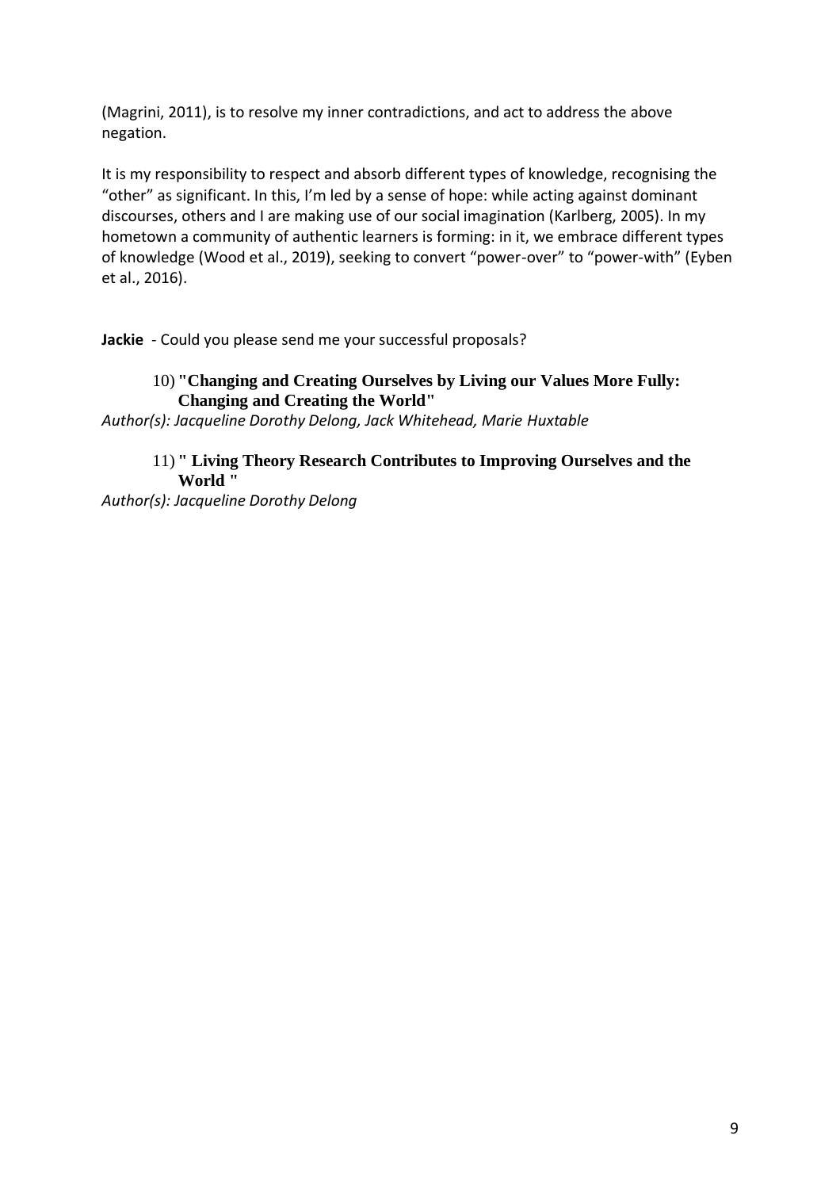(Magrini, 2011), is to resolve my inner contradictions, and act to address the above negation.

It is my responsibility to respect and absorb different types of knowledge, recognising the "other" as significant. In this, I'm led by a sense of hope: while acting against dominant discourses, others and I are making use of our social imagination (Karlberg, 2005). In my hometown a community of authentic learners is forming: in it, we embrace different types of knowledge (Wood et al., 2019), seeking to convert "power-over" to "power-with" (Eyben et al., 2016).

**Jackie** - Could you please send me your successful proposals?

10) **"Changing and Creating Ourselves by Living our Values More Fully: Changing and Creating the World"**

*Author(s): Jacqueline Dorothy Delong, Jack Whitehead, Marie Huxtable*

11) **" Living Theory Research Contributes to Improving Ourselves and the World "**

*Author(s): Jacqueline Dorothy Delong*